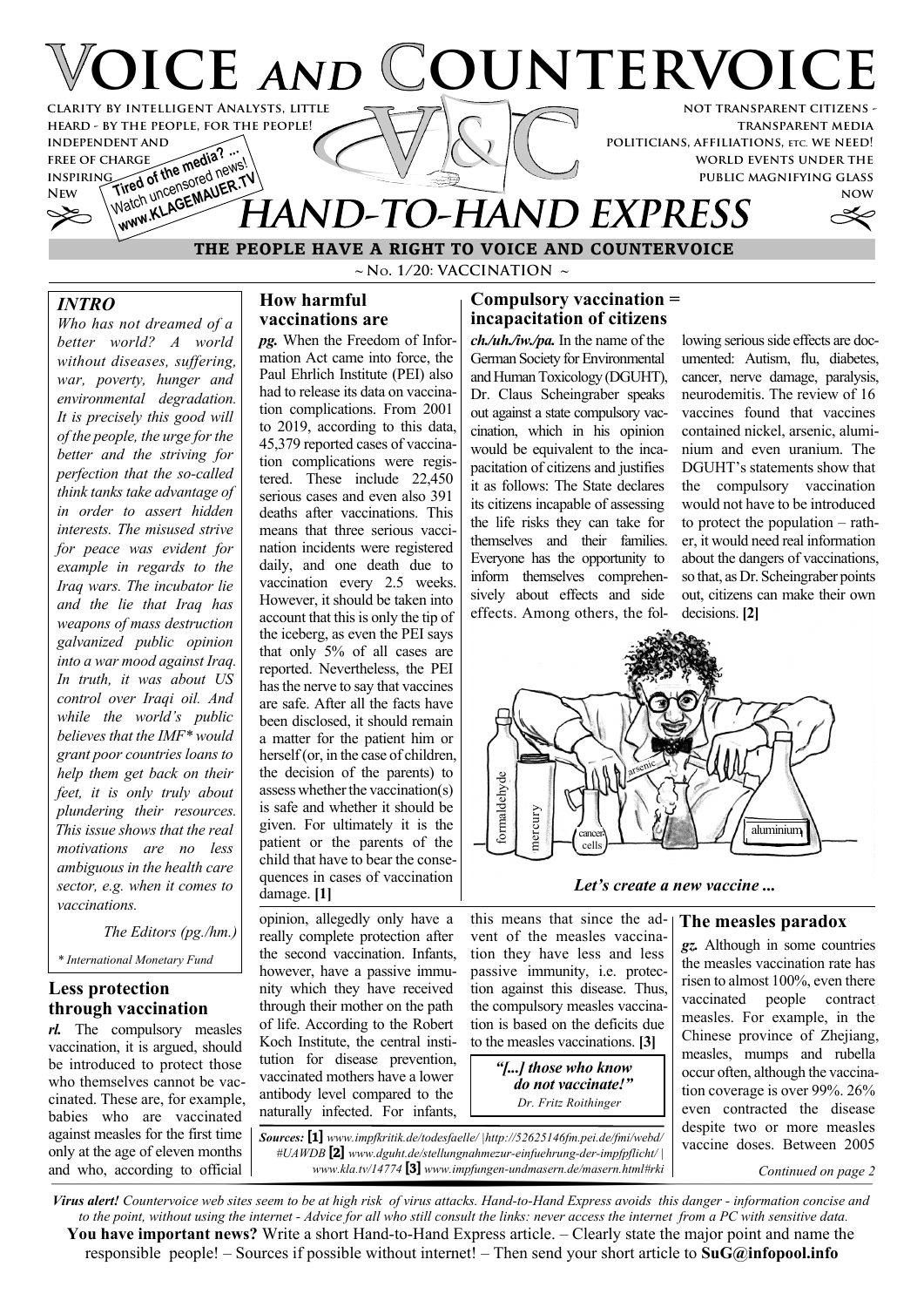# VOICE AND COUNTERVOICE

**CLARITY BY INTELLIGENT ANALYSTS, LITTLE HEARD - BY THE PEOPLE, FOR THE PEOPLE! INDEPENDENT AND FREE OF CHARGE INSPIRING NEW**

Tired of the media? ... Watch uncensored news! www.KLAGEMAUER.TV

**NOT TRANSPARENT CITIZENS - TRANSPARENT MEDIA POLITICIANS, AFFILIATIONS, ETC. WE NEED! WORLD EVENTS UNDER THE PUBLIC MAGNIFYING GLASS NOW**

## HAND-TO-HAND EXPRESS

**THE PEOPLE HAVE A RIGHT TO VOICE AND COUNTERVOICE**

~ No. 1/20: VACCINATION ~

### INTRO

*Who has not dreamed of a better world? A world without diseases, suffering, war, poverty, hunger and environmental degradation. It is precisely this good will of the people, the urge for the better and the striving for perfection that the so-called think tanks take advantage of in order to assert hidden interests. The misused strive for peace was evident for example in regards to the Iraq wars. The incubator lie and the lie that Iraq has weapons of mass destruction galvanized public opinion into a war mood against Iraq. In truth, it was about US control over Iraqi oil. And while the world's public believes that the IMF\* would grant poor countries loans to help them get back on their feet, it is only truly about plundering their resources. This issue shows that the real motivations are no less ambiguous in the health care sector, e.g. when it comes to vaccinations.*

*The Editors (pg./hm.)*

*\* International Monetary Fund*

### Less protection through vaccination

***rl.*** The compulsory measles vaccination, it is argued, should be introduced to protect those who themselves cannot be vaccinated. These are, for example, babies who are vaccinated against measles for the first time only at the age of eleven months and who, according to official opinion, allegedly only have a really complete protection after the second vaccination. Infants, however, have a passive immunity which they have received through their mother on the path of life. According to the Robert Koch Institute, the central institution for disease prevention, vaccinated mothers have a lower antibody level compared to the naturally infected. For infants, this means that since the advent of the measles vaccination they have less and less passive immunity, i.e. protection against this disease. Thus, the compulsory measles vaccination is based on the deficits due to the measles vaccinations. **[3]**

### How harmful vaccinations are

***pg.*** When the Freedom of Information Act came into force, the Paul Ehrlich Institute (PEI) also had to release its data on vaccination complications. From 2001 to 2019, according to this data, 45,379 reported cases of vaccination complications were registered. These include 22,450 serious cases and even also 391 deaths after vaccinations. This means that three serious vaccination incidents were registered daily, and one death due to vaccination every 2.5 weeks. However, it should be taken into account that this is only the tip of the iceberg, as even the PEI says that only 5% of all cases are reported. Nevertheless, the PEI has the nerve to say that vaccines are safe. After all the facts have been disclosed, it should remain a matter for the patient him or herself (or, in the case of children, the decision of the parents) to assess whether the vaccination(s) is safe and whether it should be given. For ultimately it is the patient or the parents of the child that have to bear the consequences in cases of vaccination damage. **[1]**

### Compulsory vaccination = incapacitation of citizens

***ch./uh./iw./pa.*** In the name of the German Society for Environmental and Human Toxicology (DGUHT), Dr. Claus Scheingraber speaks out against a state compulsory vaccination, which in his opinion would be equivalent to the incapacitation of citizens and justifies it as follows: The State declares its citizens incapable of assessing the life risks they can take for themselves and their families. Everyone has the opportunity to inform themselves comprehensively about effects and side effects. Among others, the following serious side effects are documented: Autism, flu, diabetes, cancer, nerve damage, paralysis, neurodemitis. The review of 16 vaccines found that vaccines contained nickel, arsenic, aluminium and even uranium. The DGUHT's statements show that the compulsory vaccination would not have to be introduced to protect the population – rather, it would need real information about the dangers of vaccinations, so that, as Dr. Scheingraber points out, citizens can make their own decisions. **[2]**

***Let's create a new vaccine ...***

> *"[...] those who know do not vaccinate!"*
> *Dr. Fritz Roithinger*

***Sources:*** **[1]** *www.impfkritik.de/todesfaelle/ |http://52625146fm.pei.de/fmi/webd/#UAWDB* **[2]** *www.dguht.de/stellungnahmezur-einfuehrung-der-impfpflicht/ | www.kla.tv/14774* **[3]** *www.impfungen-undmasern.de/masern.html#rki*

### The measles paradox

***gz.*** Although in some countries the measles vaccination rate has risen to almost 100%, even there vaccinated people contract measles. For example, in the Chinese province of Zhejiang, measles, mumps and rubella occur often, although the vaccination coverage is over 99%. 26% even contracted the disease despite two or more measles vaccine doses. Between 2005

*Continued on page 2*

***Virus alert!*** *Countervoice web sites seem to be at high risk of virus attacks. Hand-to-Hand Express avoids this danger - information concise and to the point, without using the internet - Advice for all who still consult the links: never access the internet from a PC with sensitive data.*

**You have important news?** Write a short Hand-to-Hand Express article. – Clearly state the major point and name the responsible people! – Sources if possible without internet! – Then send your short article to **SuG@infopool.info**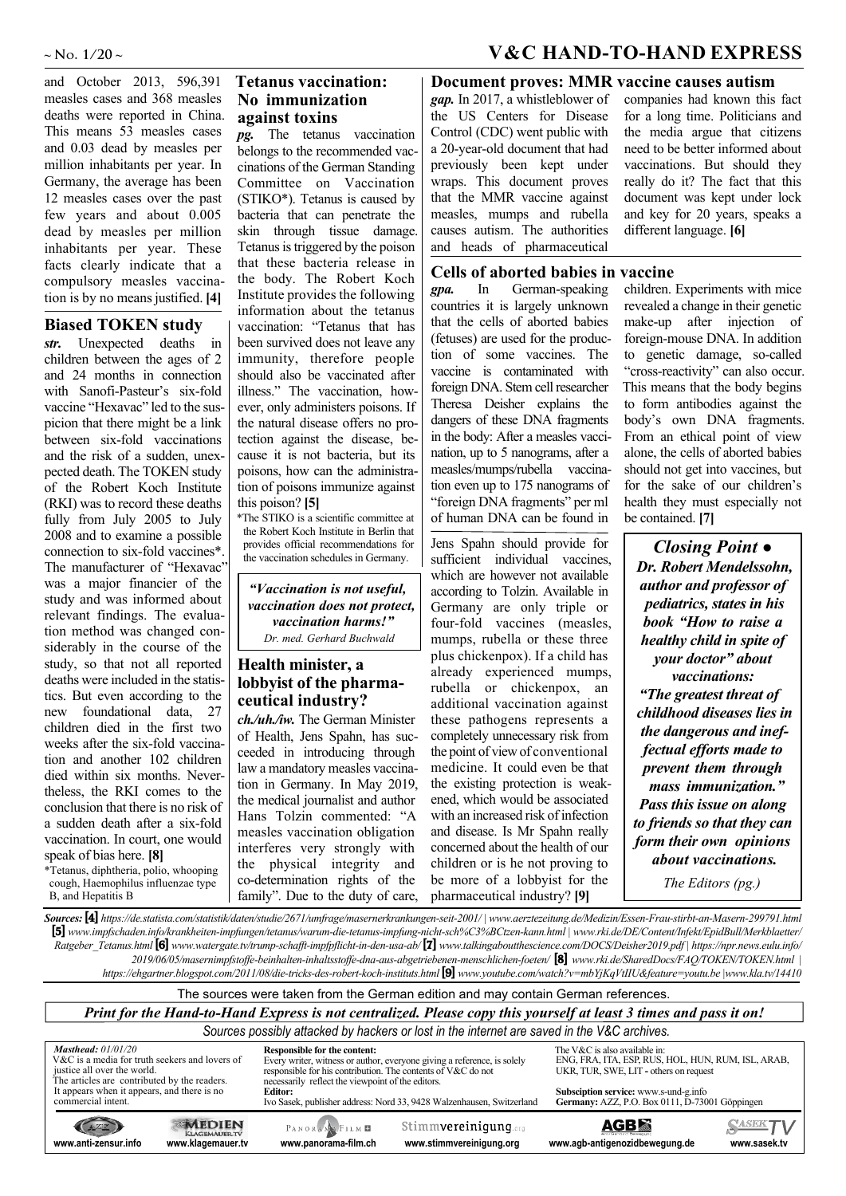and October 2013, 596,391 measles cases and 368 measles deaths were reported in China. This means 53 measles cases and 0.03 dead by measles per million inhabitants per year. In Germany, the average has been 12 measles cases over the past few years and about 0.005 dead by measles per million inhabitants per year. These facts clearly indicate that a compulsory measles vaccination is by no means justified. **[4]**

## Biased TOKEN study

***str.*** Unexpected deaths in children between the ages of 2 and 24 months in connection with Sanofi-Pasteur's six-fold vaccine "Hexavac" led to the suspicion that there might be a link between six-fold vaccinations and the risk of a sudden, unexpected death. The TOKEN study of the Robert Koch Institute (RKI) was to record these deaths fully from July 2005 to July 2008 and to examine a possible connection to six-fold vaccines*. The manufacturer of "Hexavac" was a major financier of the study and was informed about relevant findings. The evaluation method was changed considerably in the course of the study, so that not all reported deaths were included in the statistics. But even according to the new foundational data, 27 children died in the first two weeks after the six-fold vaccination and another 102 children died within six months. Nevertheless, the RKI comes to the conclusion that there is no risk of a sudden death after a six-fold vaccination. In court, one would speak of bias here. **[8]**

*Tetanus, diphtheria, polio, whooping cough, Haemophilus influenzae type B, and Hepatitis B

## Tetanus vaccination: No immunization against toxins

***pg.*** The tetanus vaccination belongs to the recommended vaccinations of the German Standing Committee on Vaccination (STIKO*). Tetanus is caused by bacteria that can penetrate the skin through tissue damage. Tetanus is triggered by the poison that these bacteria release in the body. The Robert Koch Institute provides the following information about the tetanus vaccination: "Tetanus that has been survived does not leave any immunity, therefore people should also be vaccinated after illness." The vaccination, however, only administers poisons. If the natural disease offers no protection against the disease, because it is not bacteria, but its poisons, how can the administration of poisons immunize against this poison? **[5]**

*The STIKO is a scientific committee at the Robert Koch Institute in Berlin that provides official recommendations for the vaccination schedules in Germany.

> ***"Vaccination is not useful, vaccination does not protect, vaccination harms!"***
> *Dr. med. Gerhard Buchwald*

## Health minister, a lobbyist of the pharmaceutical industry?

***ch./uh./iw.*** The German Minister of Health, Jens Spahn, has succeeded in introducing through law a mandatory measles vaccination in Germany. In May 2019, the medical journalist and author Hans Tolzin commented: "A measles vaccination obligation interferes very strongly with the physical integrity and co-determination rights of the family". Due to the duty of care, Jens Spahn should provide for sufficient individual vaccines, which are however not available according to Tolzin. Available in Germany are only triple or four-fold vaccines (measles, mumps, rubella or these three plus chickenpox). If a child has already experienced mumps, rubella or chickenpox, an additional vaccination against these pathogens represents a completely unnecessary risk from the point of view of conventional medicine. It could even be that the existing protection is weakened, which would be associated with an increased risk of infection and disease. Is Mr Spahn really concerned about the health of our children or is he not proving to be more of a lobbyist for the pharmaceutical industry? **[9]**

## Document proves: MMR vaccine causes autism

***gap.*** In 2017, a whistleblower of the US Centers for Disease Control (CDC) went public with a 20-year-old document that had previously been kept under wraps. This document proves that the MMR vaccine against measles, mumps and rubella causes autism. The authorities and heads of pharmaceutical companies had known this fact for a long time. Politicians and the media argue that citizens need to be better informed about vaccinations. But should they really do it? The fact that this document was kept under lock and key for 20 years, speaks a different language. **[6]**

## Cells of aborted babies in vaccine

***gpa.*** In German-speaking countries it is largely unknown that the cells of aborted babies (fetuses) are used for the production of some vaccines. The vaccine is contaminated with foreign DNA. Stem cell researcher Theresa Deisher explains the dangers of these DNA fragments in the body: After a measles vaccination, up to 5 nanograms, after a measles/mumps/rubella vaccination even up to 175 nanograms of "foreign DNA fragments" per ml of human DNA can be found in children. Experiments with mice revealed a change in their genetic make-up after injection of foreign-mouse DNA. In addition to genetic damage, so-called "cross-reactivity" can also occur. This means that the body begins to form antibodies against the body's own DNA fragments. From an ethical point of view alone, the cells of aborted babies should not get into vaccines, but for the sake of our children's health they must especially not be contained. **[7]**

## *Closing Point* •

***Dr. Robert Mendelssohn, author and professor of pediatrics, states in his book "How to raise a healthy child in spite of your doctor" about vaccinations:***
***"The greatest threat of childhood diseases lies in the dangerous and ineffectual efforts made to prevent them through mass immunization."***
***Pass this issue on along to friends so that they can form their own opinions about vaccinations.***

*The Editors (pg.)*

***Sources:*** **[4]** *https://de.statista.com/statistik/daten/studie/2671/umfrage/masernerkrankungen-seit-2001/ | www.aerztezeitung.de/Medizin/Essen-Frau-stirbt-an-Masern-299791.html* **[5]** *www.impfschaden.info/krankheiten-impfungen/tetanus/warum-die-tetanus-impfung-nicht-sch%C3%BCtzen-kann.html | www.rki.de/DE/Content/Infekt/EpidBull/Merkblaetter/Ratgeber_Tetanus.html* **[6]** *www.watergate.tv/trump-schafft-impfpflicht-in-den-usa-ab/* **[7]** *www.talkingaboutthescience.com/DOCS/Deisher2019.pdf | https://npr.news.eulu.info/2019/06/05/masernimpfstoffe-beinhalten-inhaltsstoffe-dna-aus-abgetriebenen-menschlichen-foeten/* **[8]** *www.rki.de/SharedDocs/FAQ/TOKEN/TOKEN.html | https://ehgartner.blogspot.com/2011/08/die-tricks-des-robert-koch-instituts.html* **[9]** *www.youtube.com/watch?v=mbYjKqVtIIU&feature=youtu.be | www.kla.tv/14410*

The sources were taken from the German edition and may contain German references.

***Print for the Hand-to-Hand Express is not centralized. Please copy this yourself at least 3 times and pass it on!***

*Sources possibly attacked by hackers or lost in the internet are saved in the V&C archives.*

***Masthead:*** *01/01/20*
V&C is a media for truth seekers and lovers of justice all over the world.
The articles are contributed by the readers.
It appears when it appears, and there is no commercial intent.

**Responsible for the content:**
Every writer, witness or author, everyone giving a reference, is solely responsible for his contribution. The contents of V&C do not necessarily reflect the viewpoint of the editors.
**Editor:**
Ivo Sasek, publisher address: Nord 33, 9428 Walzenhausen, Switzerland

The V&C is also available in:
ENG, FRA, ITA, ESP, RUS, HOL, HUN, RUM, ISL, ARAB, UKR, TUR, SWE, LIT - others on request

**Subsciption service:** www.s-und-g.info
**Germany:** AZZ, P.O. Box 0111, D-73001 Göppingen

www.anti-zensur.info | www.klagemauer.tv | www.panorama-film.ch | www.stimmvereinigung.org | www.agb-antigenozidbewegung.de | www.sasek.tv